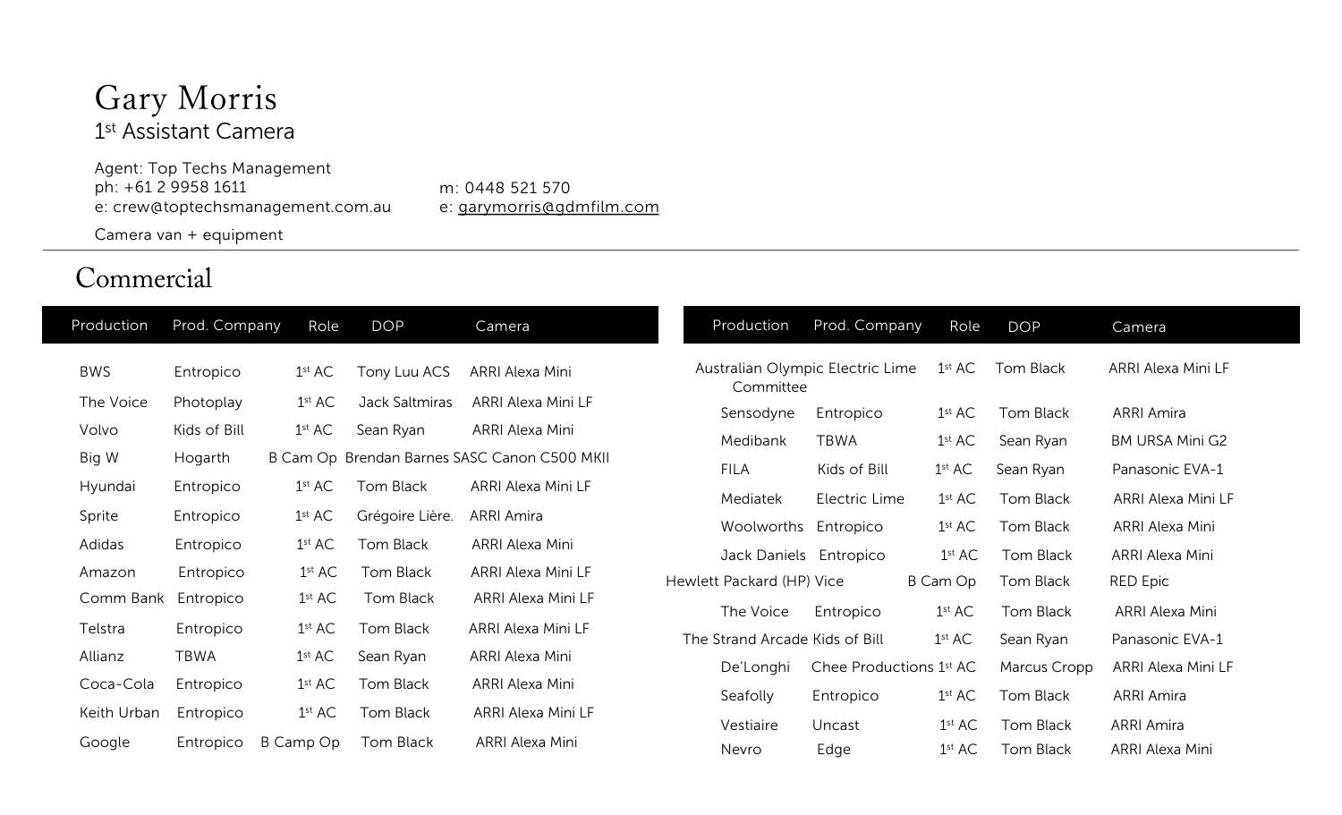# Gary Morris

1st Assistant Camera

Agent: Top Techs Management
ph: +61 2 9958 1611
e: crew@toptechsmanagement.com.au

m: 0448 521 570
e: garymorris@gdmfilm.com

Camera van + equipment

## Commercial

| Production | Prod. Company | Role | DOP | Camera |
|---|---|---|---|---|
| BWS | Entropico | 1st AC | Tony Luu ACS | ARRI Alexa Mini |
| The Voice | Photoplay | 1st AC | Jack Saltmiras | ARRI Alexa Mini LF |
| Volvo | Kids of Bill | 1st AC | Sean Ryan | ARRI Alexa Mini |
| Big W | Hogarth | B Cam Op | Brendan Barnes SASC | Canon C500 MKII |
| Hyundai | Entropico | 1st AC | Tom Black | ARRI Alexa Mini LF |
| Sprite | Entropico | 1st AC | Grégoire Lière. | ARRI Amira |
| Adidas | Entropico | 1st AC | Tom Black | ARRI Alexa Mini |
| Amazon | Entropico | 1st AC | Tom Black | ARRI Alexa Mini LF |
| Comm Bank | Entropico | 1st AC | Tom Black | ARRI Alexa Mini LF |
| Telstra | Entropico | 1st AC | Tom Black | ARRI Alexa Mini LF |
| Allianz | TBWA | 1st AC | Sean Ryan | ARRI Alexa Mini |
| Coca-Cola | Entropico | 1st AC | Tom Black | ARRI Alexa Mini |
| Keith Urban | Entropico | 1st AC | Tom Black | ARRI Alexa Mini LF |
| Google | Entropico | B Camp Op | Tom Black | ARRI Alexa Mini |
| Australian Olympic Committee | Electric Lime | 1st AC | Tom Black | ARRI Alexa Mini LF |
| Sensodyne | Entropico | 1st AC | Tom Black | ARRI Amira |
| Medibank | TBWA | 1st AC | Sean Ryan | BM URSA Mini G2 |
| FILA | Kids of Bill | 1st AC | Sean Ryan | Panasonic EVA-1 |
| Mediatek | Electric Lime | 1st AC | Tom Black | ARRI Alexa Mini LF |
| Woolworths | Entropico | 1st AC | Tom Black | ARRI Alexa Mini |
| Jack Daniels | Entropico | 1st AC | Tom Black | ARRI Alexa Mini |
| Hewlett Packard (HP) | Vice | B Cam Op | Tom Black | RED Epic |
| The Voice | Entropico | 1st AC | Tom Black | ARRI Alexa Mini |
| The Strand Arcade | Kids of Bill | 1st AC | Sean Ryan | Panasonic EVA-1 |
| De'Longhi | Chee Productions | 1st AC | Marcus Cropp | ARRI Alexa Mini LF |
| Seafolly | Entropico | 1st AC | Tom Black | ARRI Amira |
| Vestiaire | Uncast | 1st AC | Tom Black | ARRI Amira |
| Nevro | Edge | 1st AC | Tom Black | ARRI Alexa Mini |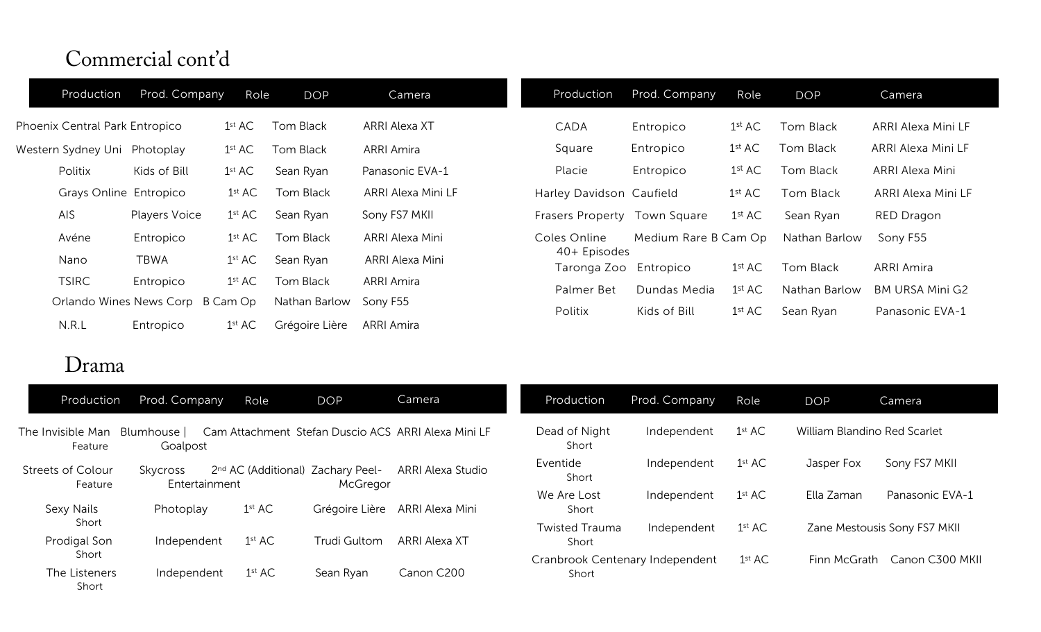## Commercial cont'd

| Production | Prod. Company | Role | DOP | Camera |
|---|---|---|---|---|
| Phoenix Central Park | Entropico | 1st AC | Tom Black | ARRI Alexa XT |
| Western Sydney Uni | Photoplay | 1st AC | Tom Black | ARRI Amira |
| Politix | Kids of Bill | 1st AC | Sean Ryan | Panasonic EVA-1 |
| Grays Online | Entropico | 1st AC | Tom Black | ARRI Alexa Mini LF |
| AIS | Players Voice | 1st AC | Sean Ryan | Sony FS7 MKII |
| Avéne | Entropico | 1st AC | Tom Black | ARRI Alexa Mini |
| Nano | TBWA | 1st AC | Sean Ryan | ARRI Alexa Mini |
| TSIRC | Entropico | 1st AC | Tom Black | ARRI Amira |
| Orlando Wines | News Corp | B Cam Op | Nathan Barlow | Sony F55 |
| N.R.L | Entropico | 1st AC | Grégoire Lière | ARRI Amira |

| Production | Prod. Company | Role | DOP | Camera |
|---|---|---|---|---|
| CADA | Entropico | 1st AC | Tom Black | ARRI Alexa Mini LF |
| Square | Entropico | 1st AC | Tom Black | ARRI Alexa Mini LF |
| Placie | Entropico | 1st AC | Tom Black | ARRI Alexa Mini |
| Harley Davidson | Caufield | 1st AC | Tom Black | ARRI Alexa Mini LF |
| Frasers Property | Town Square | 1st AC | Sean Ryan | RED Dragon |
| Coles Online 40+ Episodes | Medium Rare | B Cam Op | Nathan Barlow | Sony F55 |
| Taronga Zoo | Entropico | 1st AC | Tom Black | ARRI Amira |
| Palmer Bet | Dundas Media | 1st AC | Nathan Barlow | BM URSA Mini G2 |
| Politix | Kids of Bill | 1st AC | Sean Ryan | Panasonic EVA-1 |

## Drama

| Production | Prod. Company | Role | DOP | Camera |
|---|---|---|---|---|
| The Invisible Man Feature | Blumhouse \| Goalpost | Cam Attachment | Stefan Duscio ACS | ARRI Alexa Mini LF |
| Streets of Colour Feature | Skycross Entertainment | 2nd AC (Additional) | Zachary Peel-McGregor | ARRI Alexa Studio |
| Sexy Nails Short | Photoplay | 1st AC | Grégoire Lière | ARRI Alexa Mini |
| Prodigal Son Short | Independent | 1st AC | Trudi Gultom | ARRI Alexa XT |
| The Listeners Short | Independent | 1st AC | Sean Ryan | Canon C200 |

| Production | Prod. Company | Role | DOP | Camera |
|---|---|---|---|---|
| Dead of Night Short | Independent | 1st AC | William Blandino | Red Scarlet |
| Eventide Short | Independent | 1st AC | Jasper Fox | Sony FS7 MKII |
| We Are Lost Short | Independent | 1st AC | Ella Zaman | Panasonic EVA-1 |
| Twisted Trauma Short | Independent | 1st AC | Zane Mestousis | Sony FS7 MKII |
| Cranbrook Centenary Short | Independent | 1st AC | Finn McGrath | Canon C300 MKII |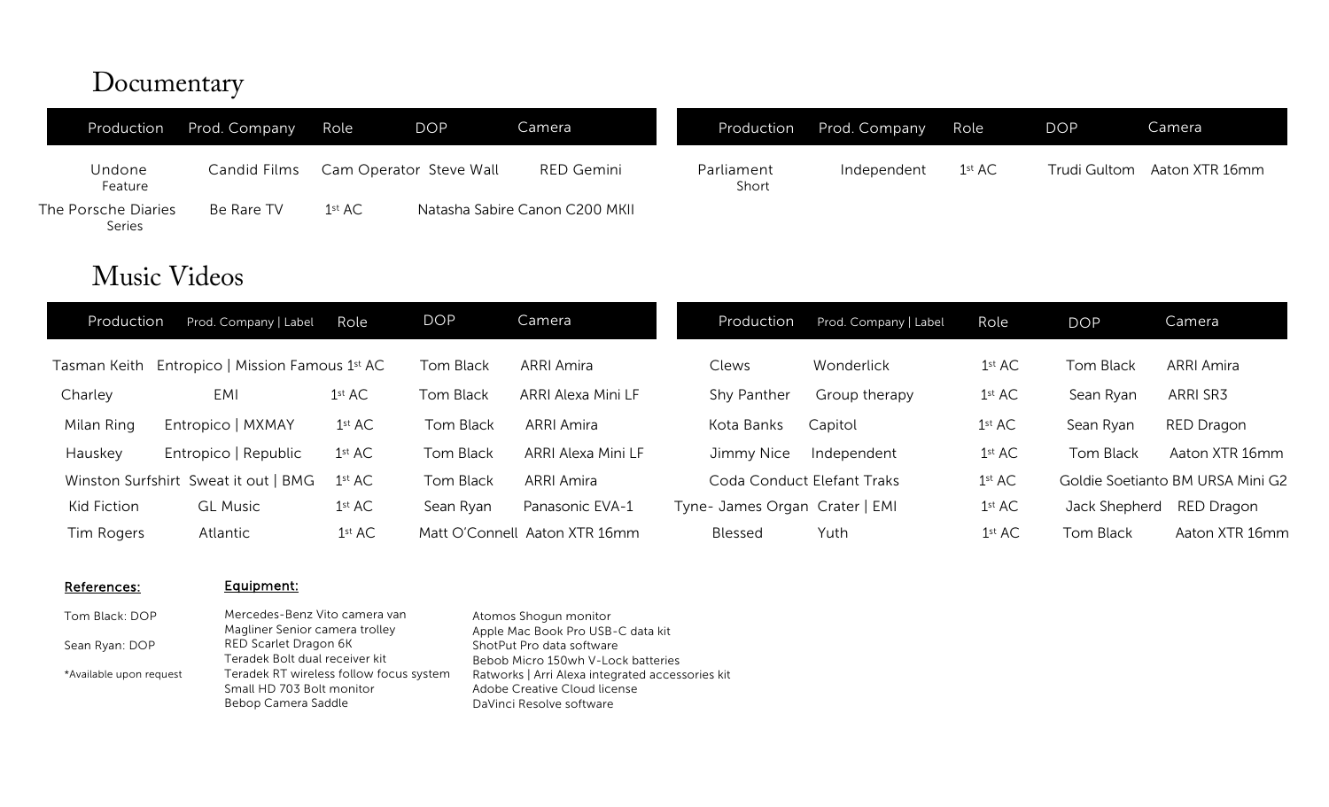# Documentary

| Production | Prod. Company | Role | DOP | Camera |
|---|---|---|---|---|
| Undone<br>Feature | Candid Films | Cam Operator | Steve Wall | RED Gemini |
| The Porsche Diaries<br>Series | Be Rare TV | 1st AC | Natasha Sabire | Canon C200 MKII |
| Parliament<br>Short | Independent | 1st AC | Trudi Gultom | Aaton XTR 16mm |

# Music Videos

| Production | Prod. Company \| Label | Role | DOP | Camera |
|---|---|---|---|---|
| Tasman Keith | Entropico \| Mission Famous | 1st AC | Tom Black | ARRI Amira |
| Charley | EMI | 1st AC | Tom Black | ARRI Alexa Mini LF |
| Milan Ring | Entropico \| MXMAY | 1st AC | Tom Black | ARRI Amira |
| Hauskey | Entropico \| Republic | 1st AC | Tom Black | ARRI Alexa Mini LF |
| Winston Surfshirt | Sweat it out \| BMG | 1st AC | Tom Black | ARRI Amira |
| Kid Fiction | GL Music | 1st AC | Sean Ryan | Panasonic EVA-1 |
| Tim Rogers | Atlantic | 1st AC | Matt O'Connell | Aaton XTR 16mm |
| Clews | Wonderlick | 1st AC | Tom Black | ARRI Amira |
| Shy Panther | Group therapy | 1st AC | Sean Ryan | ARRI SR3 |
| Kota Banks | Capitol | 1st AC | Sean Ryan | RED Dragon |
| Jimmy Nice | Independent | 1st AC | Tom Black | Aaton XTR 16mm |
| Coda Conduct | Elefant Traks | 1st AC | Goldie Soetianto | BM URSA Mini G2 |
| Tyne- James Organ | Crater \| EMI | 1st AC | Jack Shepherd | RED Dragon |
| Blessed | Yuth | 1st AC | Tom Black | Aaton XTR 16mm |

**References:**

Tom Black: DOP

Sean Ryan: DOP

*Available upon request

**Equipment:**

Mercedes-Benz Vito camera van
Magliner Senior camera trolley
RED Scarlet Dragon 6K
Teradek Bolt dual receiver kit
Teradek RT wireless follow focus system
Small HD 703 Bolt monitor
Bebop Camera Saddle
Atomos Shogun monitor
Apple Mac Book Pro USB-C data kit
ShotPut Pro data software
Bebob Micro 150wh V-Lock batteries
Ratworks | Arri Alexa integrated accessories kit
Adobe Creative Cloud license
DaVinci Resolve software